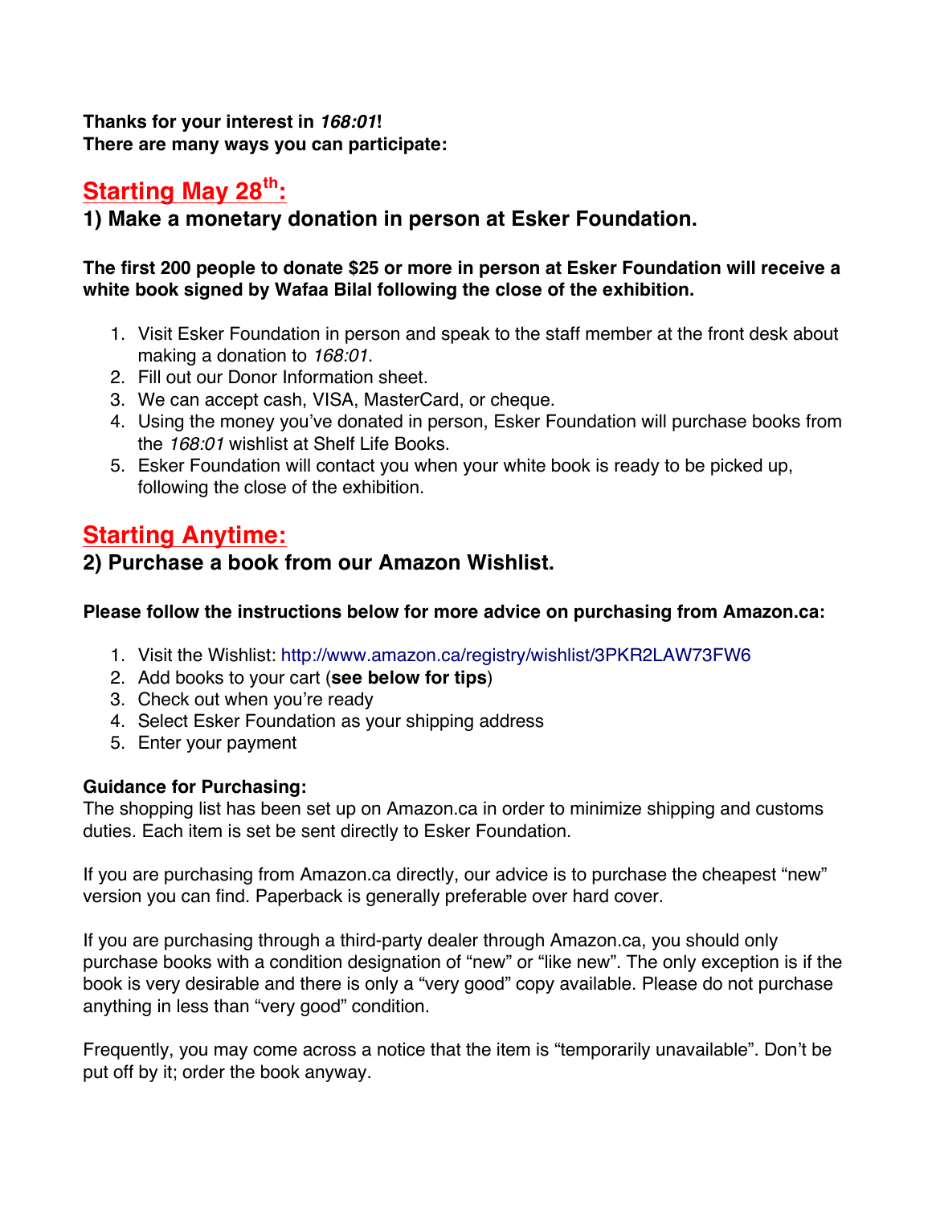**Thanks for your interest in *168:01*!**
**There are many ways you can participate:**

## Starting May 28th:

### 1) Make a monetary donation in person at Esker Foundation.

**The first 200 people to donate $25 or more in person at Esker Foundation will receive a white book signed by Wafaa Bilal following the close of the exhibition.**

1. Visit Esker Foundation in person and speak to the staff member at the front desk about making a donation to *168:01*.
2. Fill out our Donor Information sheet.
3. We can accept cash, VISA, MasterCard, or cheque.
4. Using the money you've donated in person, Esker Foundation will purchase books from the *168:01* wishlist at Shelf Life Books.
5. Esker Foundation will contact you when your white book is ready to be picked up, following the close of the exhibition.

## Starting Anytime:

### 2) Purchase a book from our Amazon Wishlist.

**Please follow the instructions below for more advice on purchasing from Amazon.ca:**

1. Visit the Wishlist: http://www.amazon.ca/registry/wishlist/3PKR2LAW73FW6
2. Add books to your cart (**see below for tips**)
3. Check out when you're ready
4. Select Esker Foundation as your shipping address
5. Enter your payment

**Guidance for Purchasing:**
The shopping list has been set up on Amazon.ca in order to minimize shipping and customs duties. Each item is set be sent directly to Esker Foundation.

If you are purchasing from Amazon.ca directly, our advice is to purchase the cheapest "new" version you can find. Paperback is generally preferable over hard cover.

If you are purchasing through a third-party dealer through Amazon.ca, you should only purchase books with a condition designation of "new" or "like new". The only exception is if the book is very desirable and there is only a "very good" copy available. Please do not purchase anything in less than "very good" condition.

Frequently, you may come across a notice that the item is "temporarily unavailable". Don't be put off by it; order the book anyway.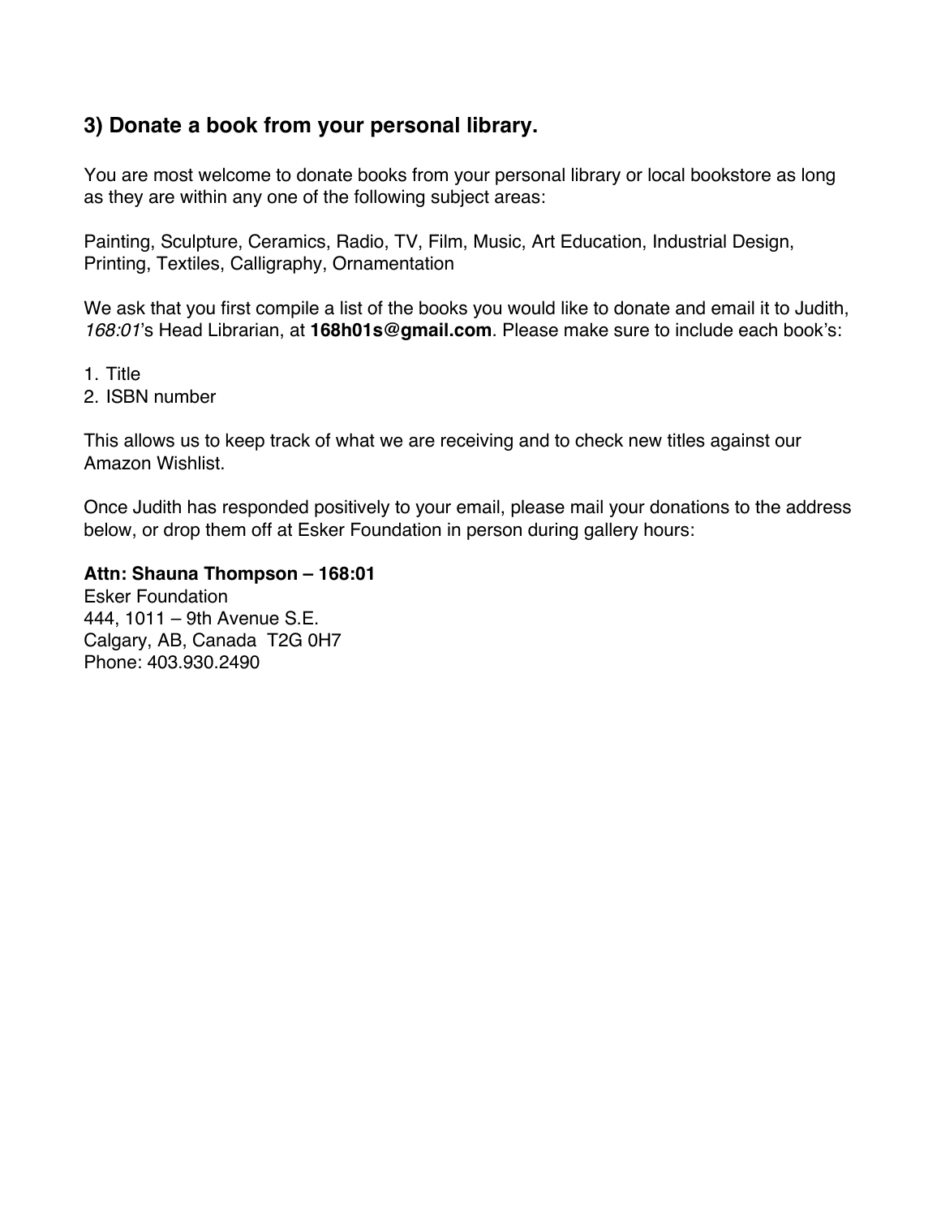## 3) Donate a book from your personal library.

You are most welcome to donate books from your personal library or local bookstore as long as they are within any one of the following subject areas:

Painting, Sculpture, Ceramics, Radio, TV, Film, Music, Art Education, Industrial Design, Printing, Textiles, Calligraphy, Ornamentation

We ask that you first compile a list of the books you would like to donate and email it to Judith, *168:01*'s Head Librarian, at **168h01s@gmail.com**. Please make sure to include each book's:

1. Title
2. ISBN number

This allows us to keep track of what we are receiving and to check new titles against our Amazon Wishlist.

Once Judith has responded positively to your email, please mail your donations to the address below, or drop them off at Esker Foundation in person during gallery hours:

**Attn: Shauna Thompson – 168:01**
Esker Foundation
444, 1011 – 9th Avenue S.E.
Calgary, AB, Canada T2G 0H7
Phone: 403.930.2490